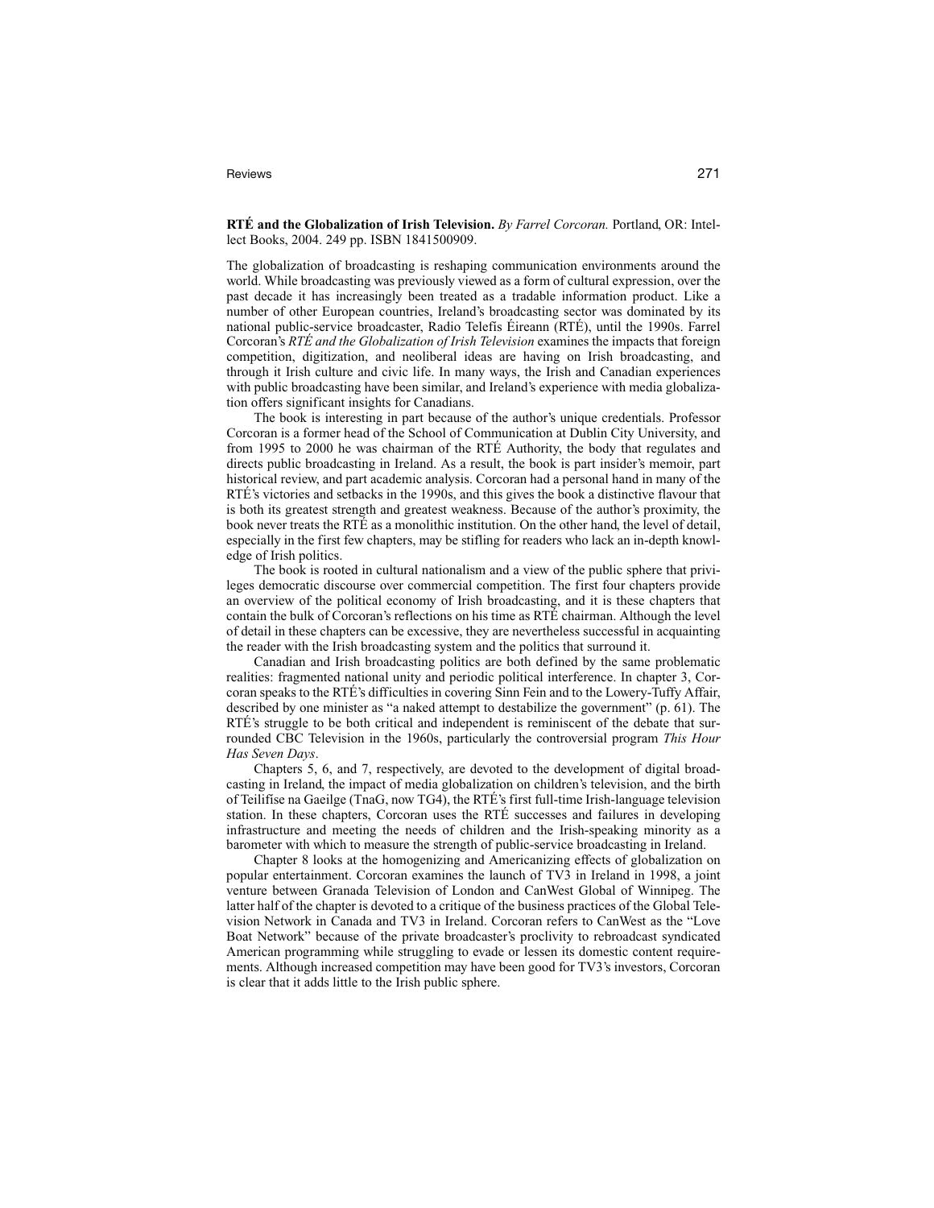**RTÉ and the Globalization of Irish Television.** *By Farrel Corcoran.* Portland, OR: Intellect Books, 2004. 249 pp. ISBN 1841500909.

The globalization of broadcasting is reshaping communication environments around the world. While broadcasting was previously viewed as a form of cultural expression, over the past decade it has increasingly been treated as a tradable information product. Like a number of other European countries, Ireland's broadcasting sector was dominated by its national public-service broadcaster, Radio Telefís Éireann (RTÉ), until the 1990s. Farrel Corcoran's *RTÉ and the Globalization of Irish Television* examines the impacts that foreign competition, digitization, and neoliberal ideas are having on Irish broadcasting, and through it Irish culture and civic life. In many ways, the Irish and Canadian experiences with public broadcasting have been similar, and Ireland's experience with media globalization offers significant insights for Canadians.

The book is interesting in part because of the author's unique credentials. Professor Corcoran is a former head of the School of Communication at Dublin City University, and from 1995 to 2000 he was chairman of the RTÉ Authority, the body that regulates and directs public broadcasting in Ireland. As a result, the book is part insider's memoir, part historical review, and part academic analysis. Corcoran had a personal hand in many of the RTÉ's victories and setbacks in the 1990s, and this gives the book a distinctive flavour that is both its greatest strength and greatest weakness. Because of the author's proximity, the book never treats the RTÉ as a monolithic institution. On the other hand, the level of detail, especially in the first few chapters, may be stifling for readers who lack an in-depth knowledge of Irish politics.

The book is rooted in cultural nationalism and a view of the public sphere that privileges democratic discourse over commercial competition. The first four chapters provide an overview of the political economy of Irish broadcasting, and it is these chapters that contain the bulk of Corcoran's reflections on his time as RTÉ chairman. Although the level of detail in these chapters can be excessive, they are nevertheless successful in acquainting the reader with the Irish broadcasting system and the politics that surround it.

Canadian and Irish broadcasting politics are both defined by the same problematic realities: fragmented national unity and periodic political interference. In chapter 3, Corcoran speaks to the RTÉ's difficulties in covering Sinn Fein and to the Lowery-Tuffy Affair, described by one minister as "a naked attempt to destabilize the government" (p. 61). The RTÉ's struggle to be both critical and independent is reminiscent of the debate that surrounded CBC Television in the 1960s, particularly the controversial program *This Hour Has Seven Days*.

Chapters 5, 6, and 7, respectively, are devoted to the development of digital broadcasting in Ireland, the impact of media globalization on children's television, and the birth of Teilifíse na Gaeilge (TnaG, now TG4), the RTÉ's first full-time Irish-language television station. In these chapters, Corcoran uses the RTÉ successes and failures in developing infrastructure and meeting the needs of children and the Irish-speaking minority as a barometer with which to measure the strength of public-service broadcasting in Ireland.

Chapter 8 looks at the homogenizing and Americanizing effects of globalization on popular entertainment. Corcoran examines the launch of TV3 in Ireland in 1998, a joint venture between Granada Television of London and CanWest Global of Winnipeg. The latter half of the chapter is devoted to a critique of the business practices of the Global Television Network in Canada and TV3 in Ireland. Corcoran refers to CanWest as the "Love Boat Network" because of the private broadcaster's proclivity to rebroadcast syndicated American programming while struggling to evade or lessen its domestic content requirements. Although increased competition may have been good for TV3's investors, Corcoran is clear that it adds little to the Irish public sphere.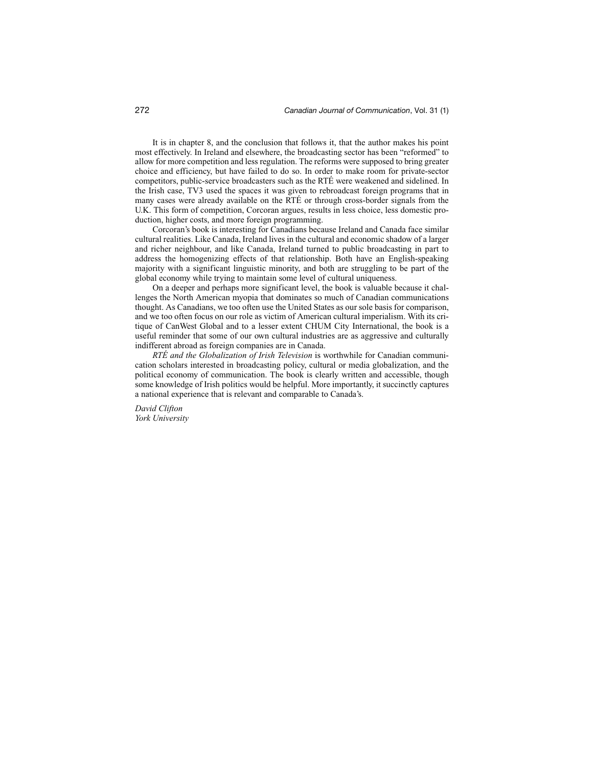It is in chapter 8, and the conclusion that follows it, that the author makes his point most effectively. In Ireland and elsewhere, the broadcasting sector has been "reformed" to allow for more competition and less regulation. The reforms were supposed to bring greater choice and efficiency, but have failed to do so. In order to make room for private-sector competitors, public-service broadcasters such as the RTÉ were weakened and sidelined. In the Irish case, TV3 used the spaces it was given to rebroadcast foreign programs that in many cases were already available on the RTÉ or through cross-border signals from the U.K. This form of competition, Corcoran argues, results in less choice, less domestic production, higher costs, and more foreign programming.

Corcoran's book is interesting for Canadians because Ireland and Canada face similar cultural realities. Like Canada, Ireland lives in the cultural and economic shadow of a larger and richer neighbour, and like Canada, Ireland turned to public broadcasting in part to address the homogenizing effects of that relationship. Both have an English-speaking majority with a significant linguistic minority, and both are struggling to be part of the global economy while trying to maintain some level of cultural uniqueness.

On a deeper and perhaps more significant level, the book is valuable because it challenges the North American myopia that dominates so much of Canadian communications thought. As Canadians, we too often use the United States as our sole basis for comparison, and we too often focus on our role as victim of American cultural imperialism. With its critique of CanWest Global and to a lesser extent CHUM City International, the book is a useful reminder that some of our own cultural industries are as aggressive and culturally indifferent abroad as foreign companies are in Canada.

*RTÉ and the Globalization of Irish Television* is worthwhile for Canadian communication scholars interested in broadcasting policy, cultural or media globalization, and the political economy of communication. The book is clearly written and accessible, though some knowledge of Irish politics would be helpful. More importantly, it succinctly captures a national experience that is relevant and comparable to Canada's.

*David Clifton*
*York University*